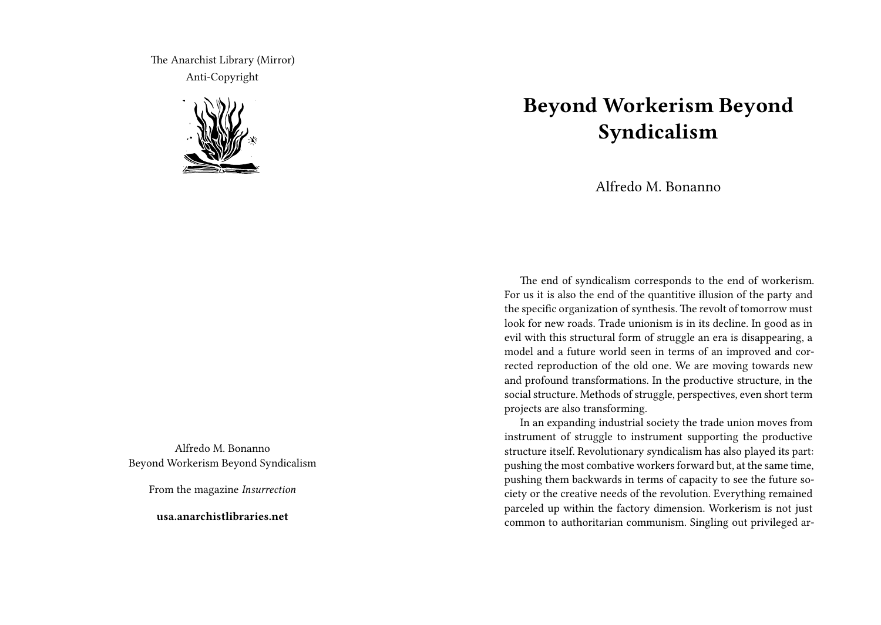The Anarchist Library (Mirror)
Anti-Copyright

Alfredo M. Bonanno
Beyond Workerism Beyond Syndicalism

From the magazine *Insurrection*

**usa.anarchistlibraries.net**

# Beyond Workerism Beyond Syndicalism

Alfredo M. Bonanno

The end of syndicalism corresponds to the end of workerism. For us it is also the end of the quantitive illusion of the party and the specific organization of synthesis. The revolt of tomorrow must look for new roads. Trade unionism is in its decline. In good as in evil with this structural form of struggle an era is disappearing, a model and a future world seen in terms of an improved and corrected reproduction of the old one. We are moving towards new and profound transformations. In the productive structure, in the social structure. Methods of struggle, perspectives, even short term projects are also transforming.

In an expanding industrial society the trade union moves from instrument of struggle to instrument supporting the productive structure itself. Revolutionary syndicalism has also played its part: pushing the most combative workers forward but, at the same time, pushing them backwards in terms of capacity to see the future society or the creative needs of the revolution. Everything remained parceled up within the factory dimension. Workerism is not just common to authoritarian communism. Singling out privileged ar-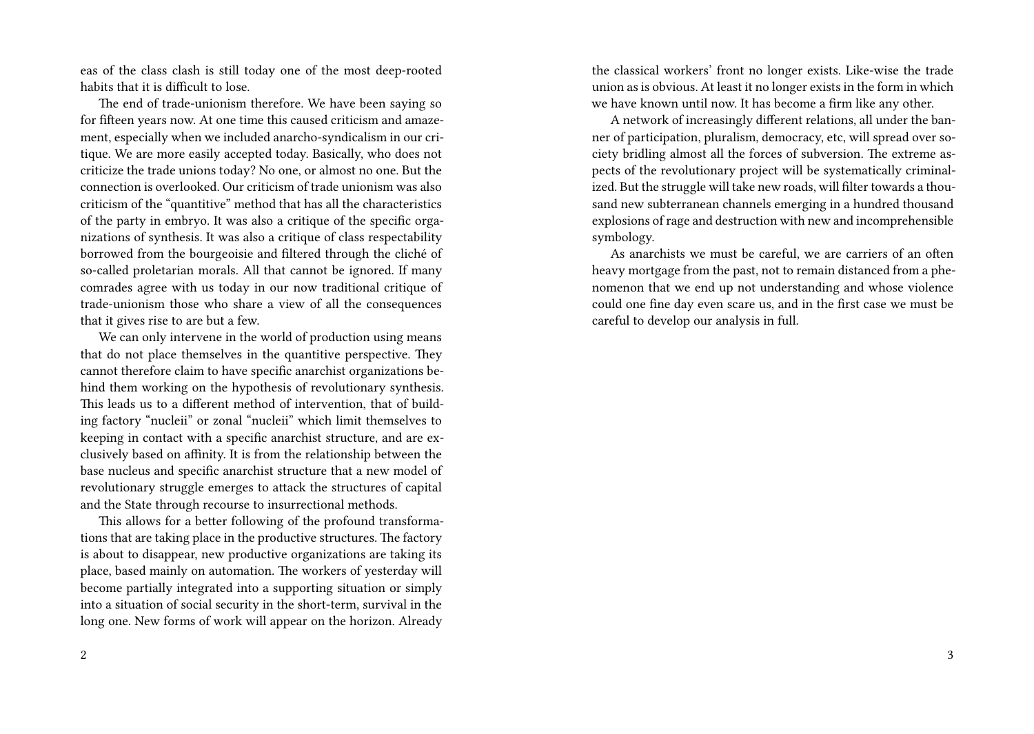eas of the class clash is still today one of the most deep-rooted habits that it is difficult to lose.

The end of trade-unionism therefore. We have been saying so for fifteen years now. At one time this caused criticism and amazement, especially when we included anarcho-syndicalism in our critique. We are more easily accepted today. Basically, who does not criticize the trade unions today? No one, or almost no one. But the connection is overlooked. Our criticism of trade unionism was also criticism of the "quantitive" method that has all the characteristics of the party in embryo. It was also a critique of the specific organizations of synthesis. It was also a critique of class respectability borrowed from the bourgeoisie and filtered through the cliché of so-called proletarian morals. All that cannot be ignored. If many comrades agree with us today in our now traditional critique of trade-unionism those who share a view of all the consequences that it gives rise to are but a few.

We can only intervene in the world of production using means that do not place themselves in the quantitive perspective. They cannot therefore claim to have specific anarchist organizations behind them working on the hypothesis of revolutionary synthesis. This leads us to a different method of intervention, that of building factory "nucleii" or zonal "nucleii" which limit themselves to keeping in contact with a specific anarchist structure, and are exclusively based on affinity. It is from the relationship between the base nucleus and specific anarchist structure that a new model of revolutionary struggle emerges to attack the structures of capital and the State through recourse to insurrectional methods.

This allows for a better following of the profound transformations that are taking place in the productive structures. The factory is about to disappear, new productive organizations are taking its place, based mainly on automation. The workers of yesterday will become partially integrated into a supporting situation or simply into a situation of social security in the short-term, survival in the long one. New forms of work will appear on the horizon. Already the classical workers' front no longer exists. Like-wise the trade union as is obvious. At least it no longer exists in the form in which we have known until now. It has become a firm like any other.

A network of increasingly different relations, all under the banner of participation, pluralism, democracy, etc, will spread over society bridling almost all the forces of subversion. The extreme aspects of the revolutionary project will be systematically criminalized. But the struggle will take new roads, will filter towards a thousand new subterranean channels emerging in a hundred thousand explosions of rage and destruction with new and incomprehensible symbology.

As anarchists we must be careful, we are carriers of an often heavy mortgage from the past, not to remain distanced from a phenomenon that we end up not understanding and whose violence could one fine day even scare us, and in the first case we must be careful to develop our analysis in full.